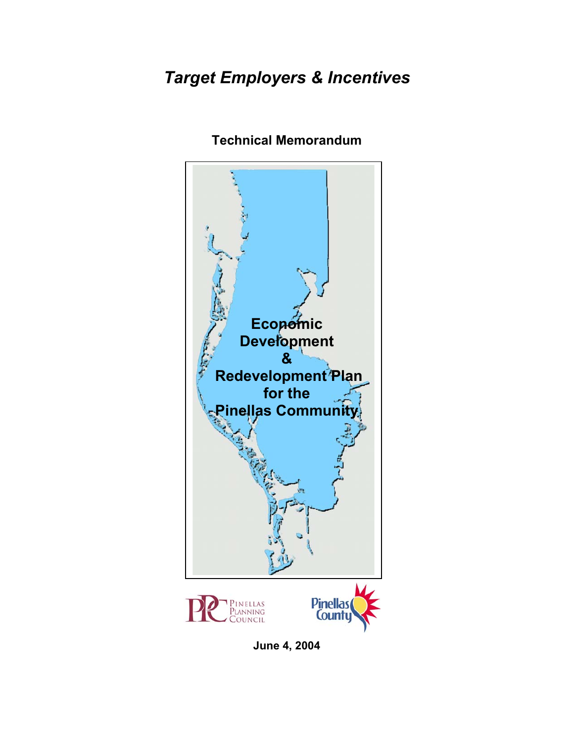# *Target Employers & Incentives*

**Technical Memorandum**

**Economic Development & Redevelopment Plan for the Pinellas Community**

Pinellas Planning Council

Pinellas County

**June 4, 2004**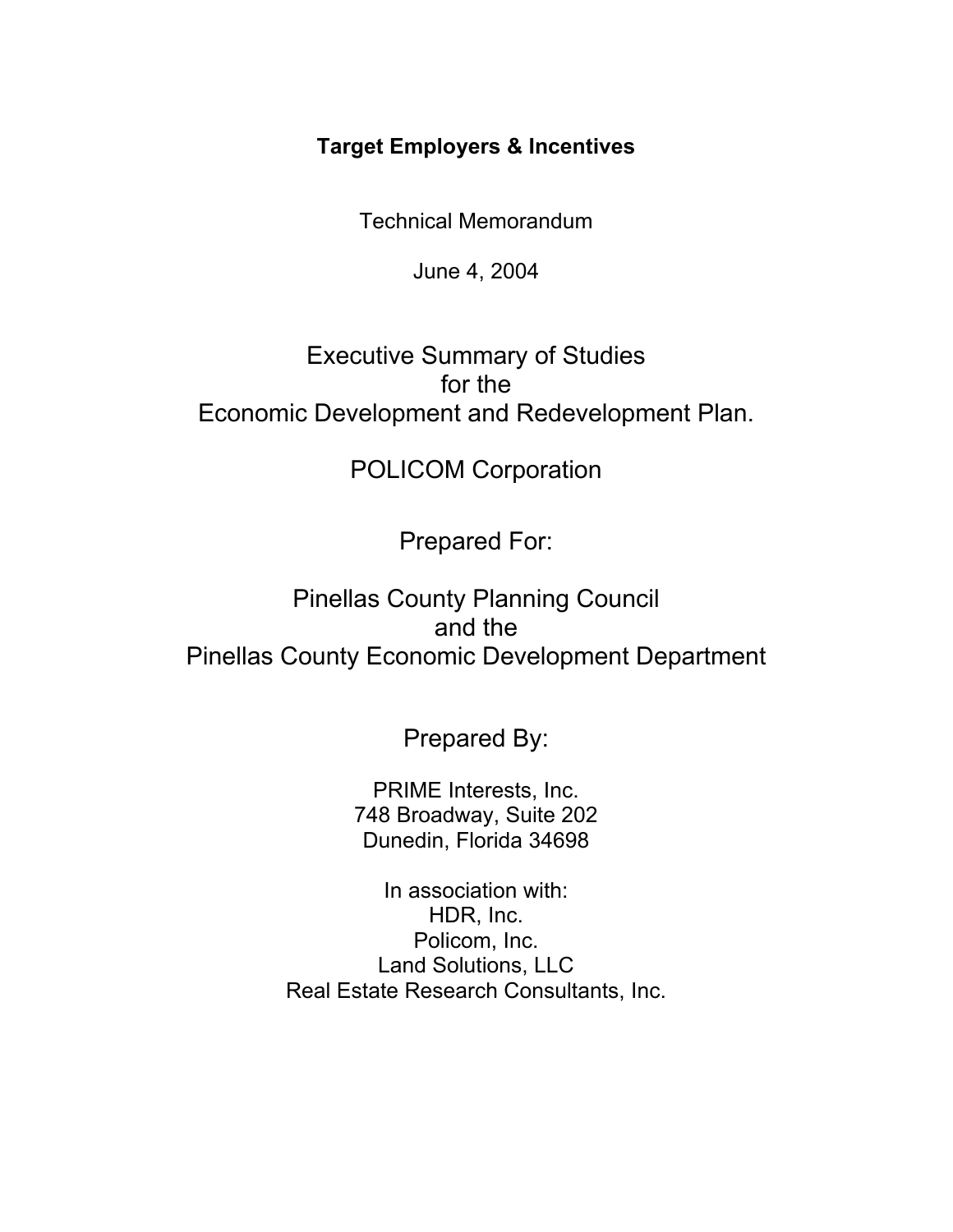**Target Employers & Incentives**

Technical Memorandum

June 4, 2004

# Executive Summary of Studies for the Economic Development and Redevelopment Plan.

## POLICOM Corporation

Prepared For:

Pinellas County Planning Council
and the
Pinellas County Economic Development Department

Prepared By:

PRIME Interests, Inc.
748 Broadway, Suite 202
Dunedin, Florida 34698

In association with:
HDR, Inc.
Policom, Inc.
Land Solutions, LLC
Real Estate Research Consultants, Inc.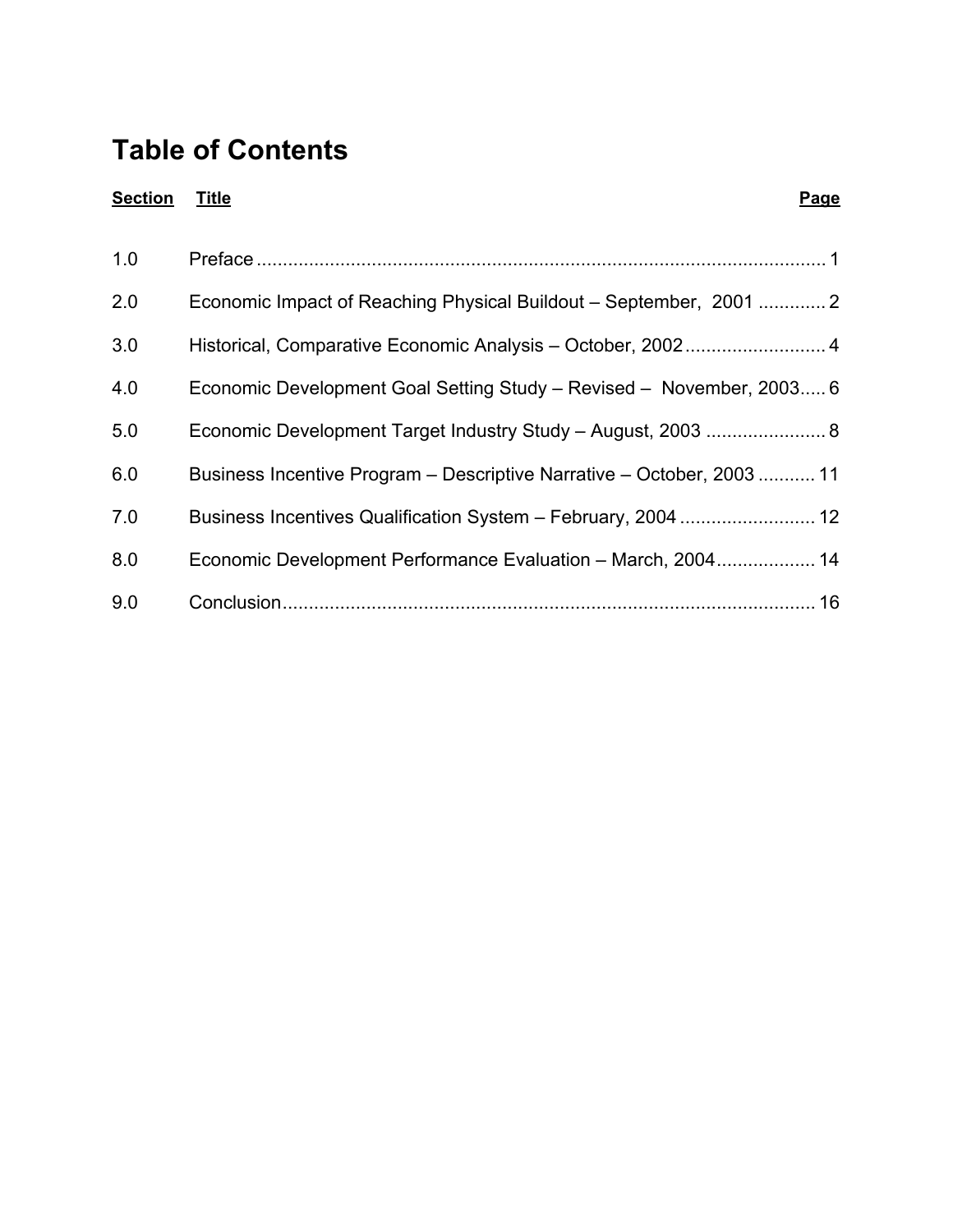# Table of Contents

| Section | Title | Page |
|---|---|---|
| 1.0 | Preface | 1 |
| 2.0 | Economic Impact of Reaching Physical Buildout – September, 2001 | 2 |
| 3.0 | Historical, Comparative Economic Analysis – October, 2002 | 4 |
| 4.0 | Economic Development Goal Setting Study – Revised – November, 2003 | 6 |
| 5.0 | Economic Development Target Industry Study – August, 2003 | 8 |
| 6.0 | Business Incentive Program – Descriptive Narrative – October, 2003 | 11 |
| 7.0 | Business Incentives Qualification System – February, 2004 | 12 |
| 8.0 | Economic Development Performance Evaluation – March, 2004 | 14 |
| 9.0 | Conclusion | 16 |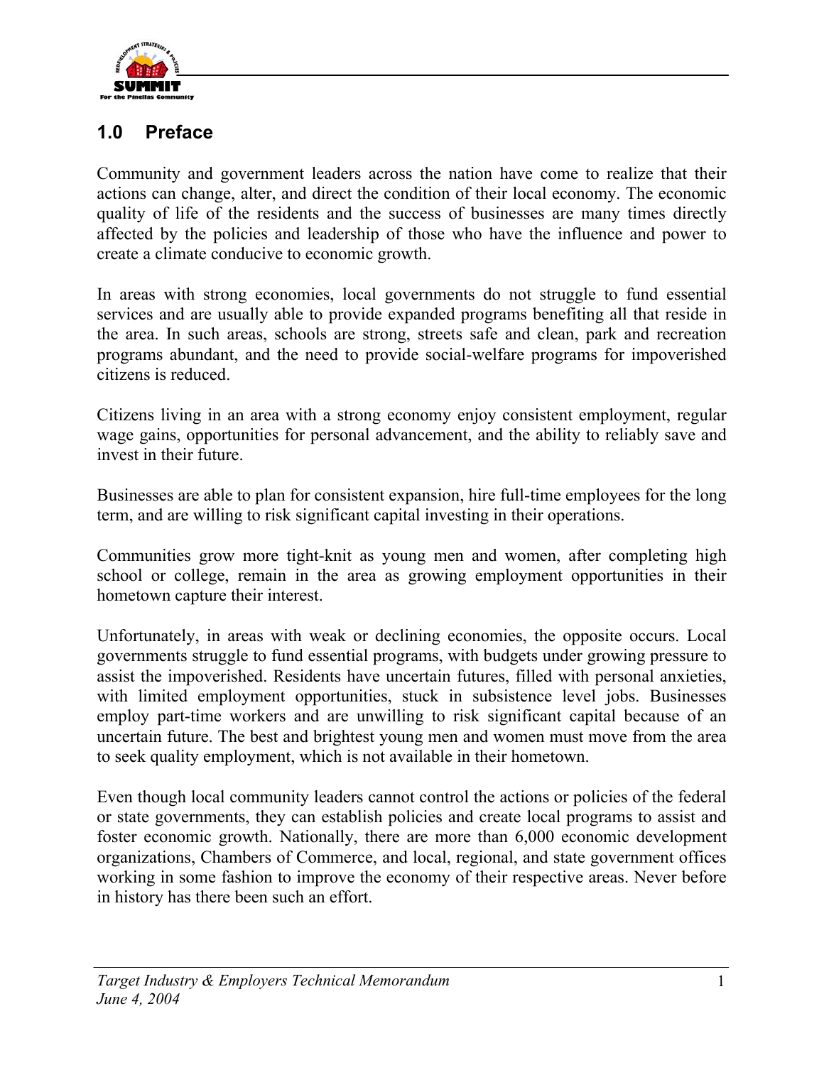## 1.0 Preface

Community and government leaders across the nation have come to realize that their actions can change, alter, and direct the condition of their local economy. The economic quality of life of the residents and the success of businesses are many times directly affected by the policies and leadership of those who have the influence and power to create a climate conducive to economic growth.

In areas with strong economies, local governments do not struggle to fund essential services and are usually able to provide expanded programs benefiting all that reside in the area. In such areas, schools are strong, streets safe and clean, park and recreation programs abundant, and the need to provide social-welfare programs for impoverished citizens is reduced.

Citizens living in an area with a strong economy enjoy consistent employment, regular wage gains, opportunities for personal advancement, and the ability to reliably save and invest in their future.

Businesses are able to plan for consistent expansion, hire full-time employees for the long term, and are willing to risk significant capital investing in their operations.

Communities grow more tight-knit as young men and women, after completing high school or college, remain in the area as growing employment opportunities in their hometown capture their interest.

Unfortunately, in areas with weak or declining economies, the opposite occurs. Local governments struggle to fund essential programs, with budgets under growing pressure to assist the impoverished. Residents have uncertain futures, filled with personal anxieties, with limited employment opportunities, stuck in subsistence level jobs. Businesses employ part-time workers and are unwilling to risk significant capital because of an uncertain future. The best and brightest young men and women must move from the area to seek quality employment, which is not available in their hometown.

Even though local community leaders cannot control the actions or policies of the federal or state governments, they can establish policies and create local programs to assist and foster economic growth. Nationally, there are more than 6,000 economic development organizations, Chambers of Commerce, and local, regional, and state government offices working in some fashion to improve the economy of their respective areas. Never before in history has there been such an effort.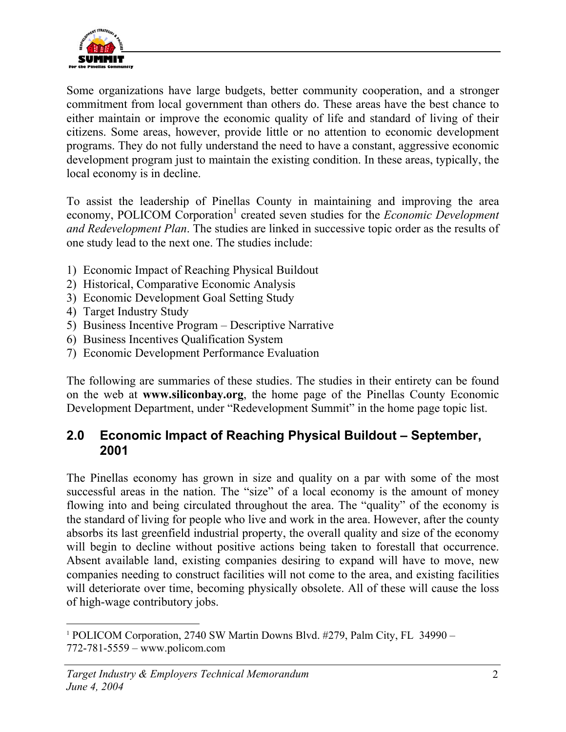Some organizations have large budgets, better community cooperation, and a stronger commitment from local government than others do. These areas have the best chance to either maintain or improve the economic quality of life and standard of living of their citizens. Some areas, however, provide little or no attention to economic development programs. They do not fully understand the need to have a constant, aggressive economic development program just to maintain the existing condition. In these areas, typically, the local economy is in decline.

To assist the leadership of Pinellas County in maintaining and improving the area economy, POLICOM Corporation[1] created seven studies for the *Economic Development and Redevelopment Plan*. The studies are linked in successive topic order as the results of one study lead to the next one. The studies include:

1) Economic Impact of Reaching Physical Buildout
2) Historical, Comparative Economic Analysis
3) Economic Development Goal Setting Study
4) Target Industry Study
5) Business Incentive Program – Descriptive Narrative
6) Business Incentives Qualification System
7) Economic Development Performance Evaluation

The following are summaries of these studies. The studies in their entirety can be found on the web at **www.siliconbay.org**, the home page of the Pinellas County Economic Development Department, under "Redevelopment Summit" in the home page topic list.

## 2.0 Economic Impact of Reaching Physical Buildout – September, 2001

The Pinellas economy has grown in size and quality on a par with some of the most successful areas in the nation. The "size" of a local economy is the amount of money flowing into and being circulated throughout the area. The "quality" of the economy is the standard of living for people who live and work in the area. However, after the county absorbs its last greenfield industrial property, the overall quality and size of the economy will begin to decline without positive actions being taken to forestall that occurrence. Absent available land, existing companies desiring to expand will have to move, new companies needing to construct facilities will not come to the area, and existing facilities will deteriorate over time, becoming physically obsolete. All of these will cause the loss of high-wage contributory jobs.

[1] POLICOM Corporation, 2740 SW Martin Downs Blvd. #279, Palm City, FL 34990 – 772-781-5559 – www.policom.com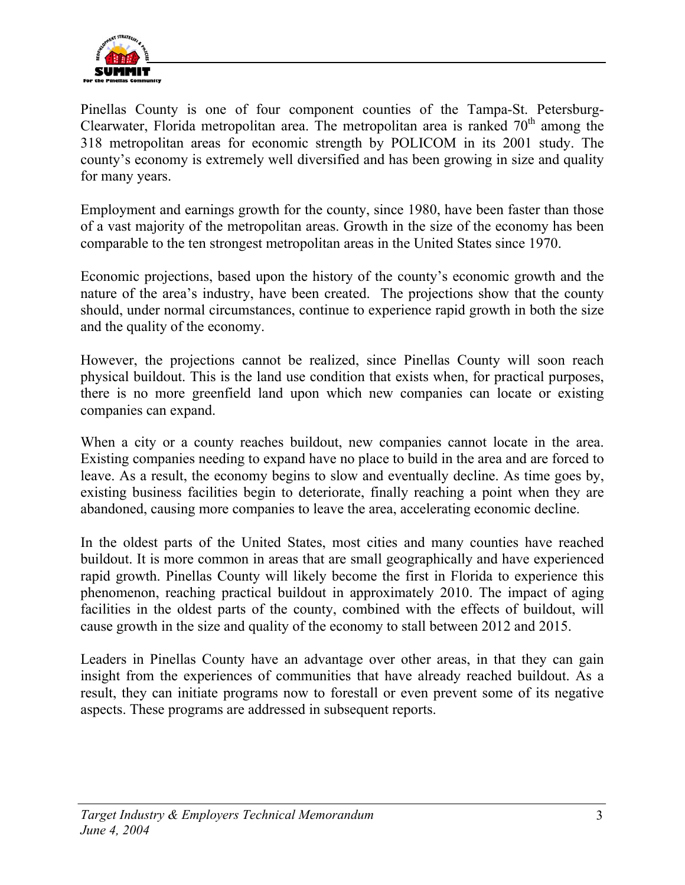Pinellas County is one of four component counties of the Tampa-St. Petersburg-Clearwater, Florida metropolitan area. The metropolitan area is ranked 70th among the 318 metropolitan areas for economic strength by POLICOM in its 2001 study. The county's economy is extremely well diversified and has been growing in size and quality for many years.

Employment and earnings growth for the county, since 1980, have been faster than those of a vast majority of the metropolitan areas. Growth in the size of the economy has been comparable to the ten strongest metropolitan areas in the United States since 1970.

Economic projections, based upon the history of the county's economic growth and the nature of the area's industry, have been created. The projections show that the county should, under normal circumstances, continue to experience rapid growth in both the size and the quality of the economy.

However, the projections cannot be realized, since Pinellas County will soon reach physical buildout. This is the land use condition that exists when, for practical purposes, there is no more greenfield land upon which new companies can locate or existing companies can expand.

When a city or a county reaches buildout, new companies cannot locate in the area. Existing companies needing to expand have no place to build in the area and are forced to leave. As a result, the economy begins to slow and eventually decline. As time goes by, existing business facilities begin to deteriorate, finally reaching a point when they are abandoned, causing more companies to leave the area, accelerating economic decline.

In the oldest parts of the United States, most cities and many counties have reached buildout. It is more common in areas that are small geographically and have experienced rapid growth. Pinellas County will likely become the first in Florida to experience this phenomenon, reaching practical buildout in approximately 2010. The impact of aging facilities in the oldest parts of the county, combined with the effects of buildout, will cause growth in the size and quality of the economy to stall between 2012 and 2015.

Leaders in Pinellas County have an advantage over other areas, in that they can gain insight from the experiences of communities that have already reached buildout. As a result, they can initiate programs now to forestall or even prevent some of its negative aspects. These programs are addressed in subsequent reports.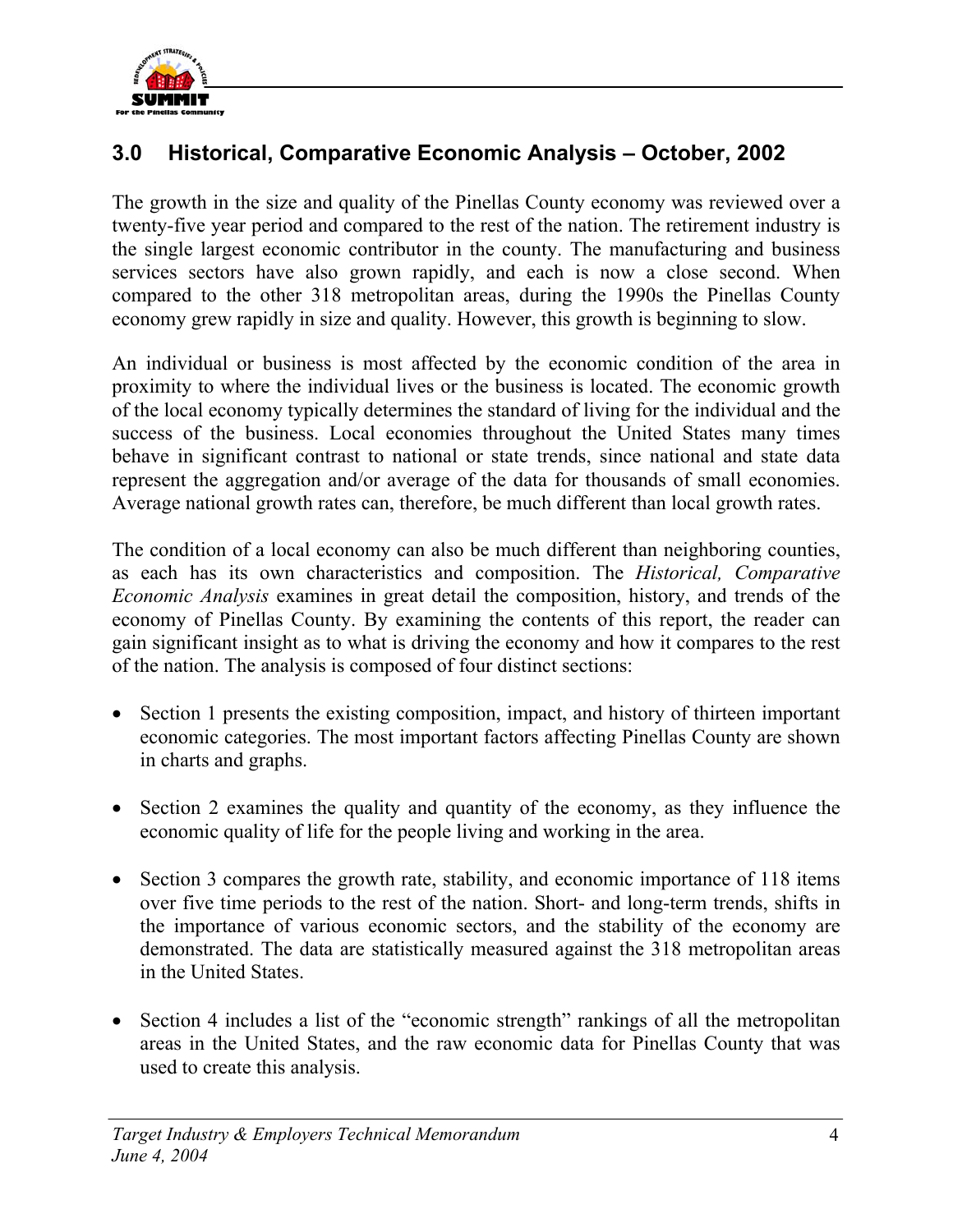## 3.0 Historical, Comparative Economic Analysis – October, 2002

The growth in the size and quality of the Pinellas County economy was reviewed over a twenty-five year period and compared to the rest of the nation. The retirement industry is the single largest economic contributor in the county. The manufacturing and business services sectors have also grown rapidly, and each is now a close second. When compared to the other 318 metropolitan areas, during the 1990s the Pinellas County economy grew rapidly in size and quality. However, this growth is beginning to slow.

An individual or business is most affected by the economic condition of the area in proximity to where the individual lives or the business is located. The economic growth of the local economy typically determines the standard of living for the individual and the success of the business. Local economies throughout the United States many times behave in significant contrast to national or state trends, since national and state data represent the aggregation and/or average of the data for thousands of small economies. Average national growth rates can, therefore, be much different than local growth rates.

The condition of a local economy can also be much different than neighboring counties, as each has its own characteristics and composition. The *Historical, Comparative Economic Analysis* examines in great detail the composition, history, and trends of the economy of Pinellas County. By examining the contents of this report, the reader can gain significant insight as to what is driving the economy and how it compares to the rest of the nation. The analysis is composed of four distinct sections:

- Section 1 presents the existing composition, impact, and history of thirteen important economic categories. The most important factors affecting Pinellas County are shown in charts and graphs.
- Section 2 examines the quality and quantity of the economy, as they influence the economic quality of life for the people living and working in the area.
- Section 3 compares the growth rate, stability, and economic importance of 118 items over five time periods to the rest of the nation. Short- and long-term trends, shifts in the importance of various economic sectors, and the stability of the economy are demonstrated. The data are statistically measured against the 318 metropolitan areas in the United States.
- Section 4 includes a list of the "economic strength" rankings of all the metropolitan areas in the United States, and the raw economic data for Pinellas County that was used to create this analysis.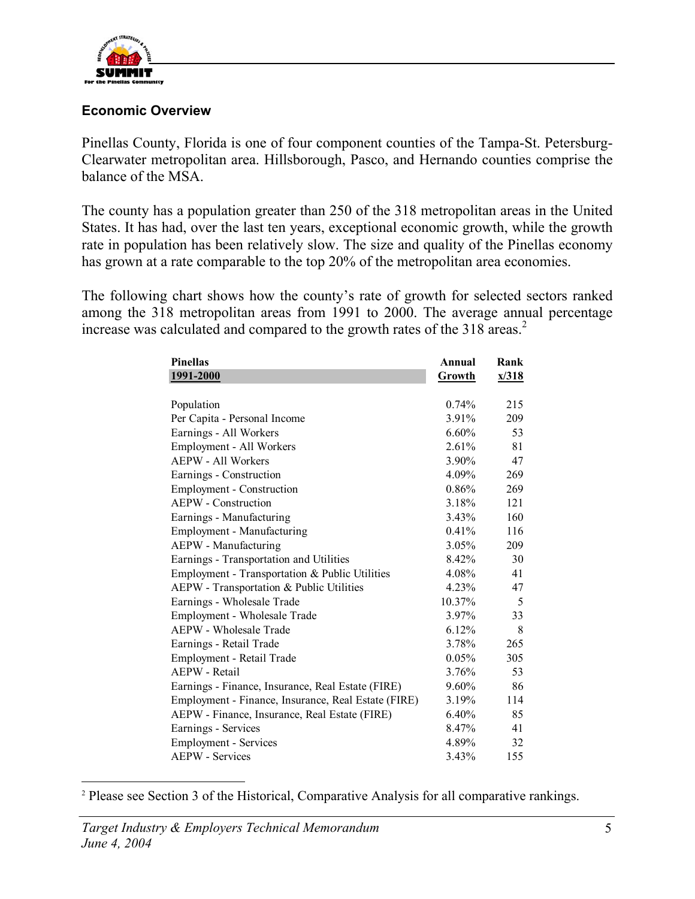### Economic Overview

Pinellas County, Florida is one of four component counties of the Tampa-St. Petersburg-Clearwater metropolitan area. Hillsborough, Pasco, and Hernando counties comprise the balance of the MSA.

The county has a population greater than 250 of the 318 metropolitan areas in the United States. It has had, over the last ten years, exceptional economic growth, while the growth rate in population has been relatively slow. The size and quality of the Pinellas economy has grown at a rate comparable to the top 20% of the metropolitan area economies.

The following chart shows how the county's rate of growth for selected sectors ranked among the 318 metropolitan areas from 1991 to 2000. The average annual percentage increase was calculated and compared to the growth rates of the 318 areas.[2]

| Pinellas 1991-2000 | Annual Growth | Rank x/318 |
|---|---|---|
| Population | 0.74% | 215 |
| Per Capita - Personal Income | 3.91% | 209 |
| Earnings - All Workers | 6.60% | 53 |
| Employment - All Workers | 2.61% | 81 |
| AEPW - All Workers | 3.90% | 47 |
| Earnings - Construction | 4.09% | 269 |
| Employment - Construction | 0.86% | 269 |
| AEPW - Construction | 3.18% | 121 |
| Earnings - Manufacturing | 3.43% | 160 |
| Employment - Manufacturing | 0.41% | 116 |
| AEPW - Manufacturing | 3.05% | 209 |
| Earnings - Transportation and Utilities | 8.42% | 30 |
| Employment - Transportation & Public Utilities | 4.08% | 41 |
| AEPW - Transportation & Public Utilities | 4.23% | 47 |
| Earnings - Wholesale Trade | 10.37% | 5 |
| Employment - Wholesale Trade | 3.97% | 33 |
| AEPW - Wholesale Trade | 6.12% | 8 |
| Earnings - Retail Trade | 3.78% | 265 |
| Employment - Retail Trade | 0.05% | 305 |
| AEPW - Retail | 3.76% | 53 |
| Earnings - Finance, Insurance, Real Estate (FIRE) | 9.60% | 86 |
| Employment - Finance, Insurance, Real Estate (FIRE) | 3.19% | 114 |
| AEPW - Finance, Insurance, Real Estate (FIRE) | 6.40% | 85 |
| Earnings - Services | 8.47% | 41 |
| Employment - Services | 4.89% | 32 |
| AEPW - Services | 3.43% | 155 |

[2] Please see Section 3 of the Historical, Comparative Analysis for all comparative rankings.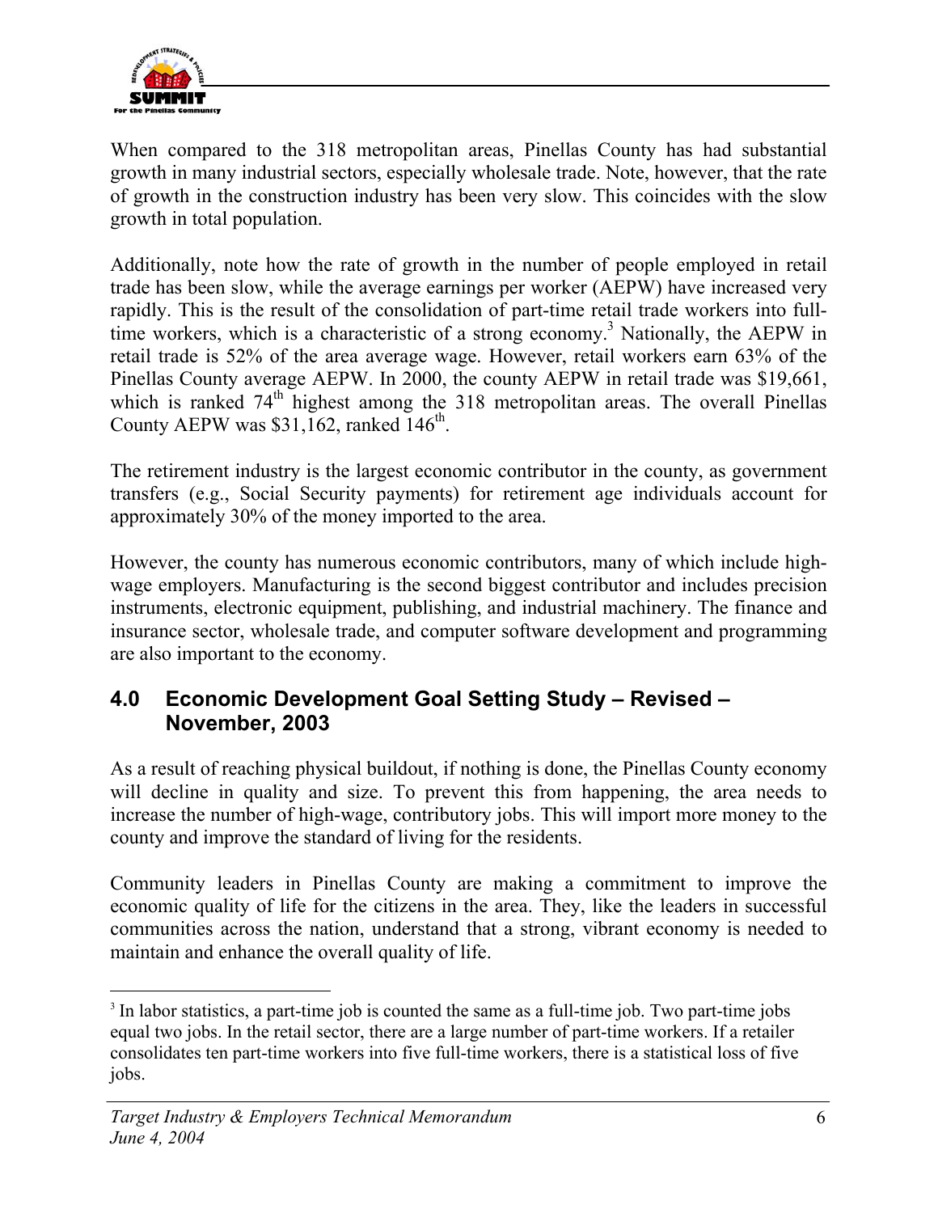When compared to the 318 metropolitan areas, Pinellas County has had substantial growth in many industrial sectors, especially wholesale trade. Note, however, that the rate of growth in the construction industry has been very slow. This coincides with the slow growth in total population.

Additionally, note how the rate of growth in the number of people employed in retail trade has been slow, while the average earnings per worker (AEPW) have increased very rapidly. This is the result of the consolidation of part-time retail trade workers into full-time workers, which is a characteristic of a strong economy.[3] Nationally, the AEPW in retail trade is 52% of the area average wage. However, retail workers earn 63% of the Pinellas County average AEPW. In 2000, the county AEPW in retail trade was $19,661, which is ranked 74th highest among the 318 metropolitan areas. The overall Pinellas County AEPW was $31,162, ranked 146th.

The retirement industry is the largest economic contributor in the county, as government transfers (e.g., Social Security payments) for retirement age individuals account for approximately 30% of the money imported to the area.

However, the county has numerous economic contributors, many of which include high-wage employers. Manufacturing is the second biggest contributor and includes precision instruments, electronic equipment, publishing, and industrial machinery. The finance and insurance sector, wholesale trade, and computer software development and programming are also important to the economy.

## 4.0 Economic Development Goal Setting Study – Revised – November, 2003

As a result of reaching physical buildout, if nothing is done, the Pinellas County economy will decline in quality and size. To prevent this from happening, the area needs to increase the number of high-wage, contributory jobs. This will import more money to the county and improve the standard of living for the residents.

Community leaders in Pinellas County are making a commitment to improve the economic quality of life for the citizens in the area. They, like the leaders in successful communities across the nation, understand that a strong, vibrant economy is needed to maintain and enhance the overall quality of life.

---

[3] In labor statistics, a part-time job is counted the same as a full-time job. Two part-time jobs equal two jobs. In the retail sector, there are a large number of part-time workers. If a retailer consolidates ten part-time workers into five full-time workers, there is a statistical loss of five jobs.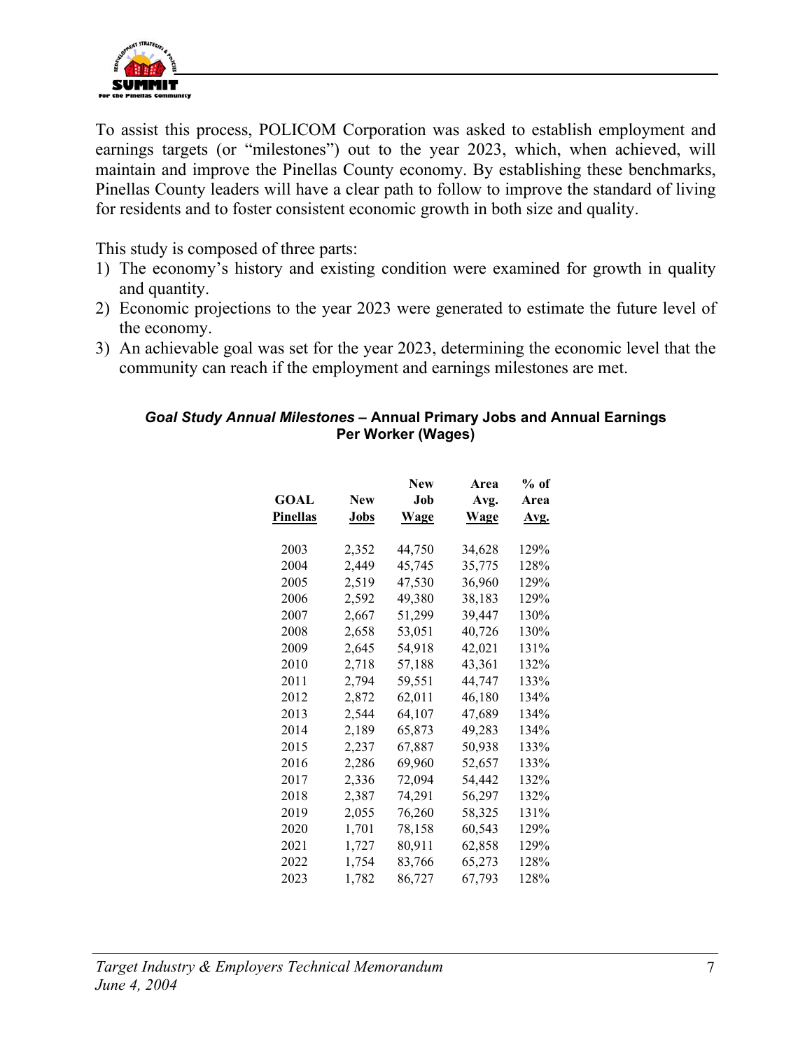To assist this process, POLICOM Corporation was asked to establish employment and earnings targets (or "milestones") out to the year 2023, which, when achieved, will maintain and improve the Pinellas County economy. By establishing these benchmarks, Pinellas County leaders will have a clear path to follow to improve the standard of living for residents and to foster consistent economic growth in both size and quality.

This study is composed of three parts:

1) The economy's history and existing condition were examined for growth in quality and quantity.
2) Economic projections to the year 2023 were generated to estimate the future level of the economy.
3) An achievable goal was set for the year 2023, determining the economic level that the community can reach if the employment and earnings milestones are met.

***Goal Study Annual Milestones* – Annual Primary Jobs and Annual Earnings Per Worker (Wages)**

| GOAL Pinellas | New Jobs | New Job Wage | Area Avg. Wage | % of Area Avg. |
|---|---|---|---|---|
| 2003 | 2,352 | 44,750 | 34,628 | 129% |
| 2004 | 2,449 | 45,745 | 35,775 | 128% |
| 2005 | 2,519 | 47,530 | 36,960 | 129% |
| 2006 | 2,592 | 49,380 | 38,183 | 129% |
| 2007 | 2,667 | 51,299 | 39,447 | 130% |
| 2008 | 2,658 | 53,051 | 40,726 | 130% |
| 2009 | 2,645 | 54,918 | 42,021 | 131% |
| 2010 | 2,718 | 57,188 | 43,361 | 132% |
| 2011 | 2,794 | 59,551 | 44,747 | 133% |
| 2012 | 2,872 | 62,011 | 46,180 | 134% |
| 2013 | 2,544 | 64,107 | 47,689 | 134% |
| 2014 | 2,189 | 65,873 | 49,283 | 134% |
| 2015 | 2,237 | 67,887 | 50,938 | 133% |
| 2016 | 2,286 | 69,960 | 52,657 | 133% |
| 2017 | 2,336 | 72,094 | 54,442 | 132% |
| 2018 | 2,387 | 74,291 | 56,297 | 132% |
| 2019 | 2,055 | 76,260 | 58,325 | 131% |
| 2020 | 1,701 | 78,158 | 60,543 | 129% |
| 2021 | 1,727 | 80,911 | 62,858 | 129% |
| 2022 | 1,754 | 83,766 | 65,273 | 128% |
| 2023 | 1,782 | 86,727 | 67,793 | 128% |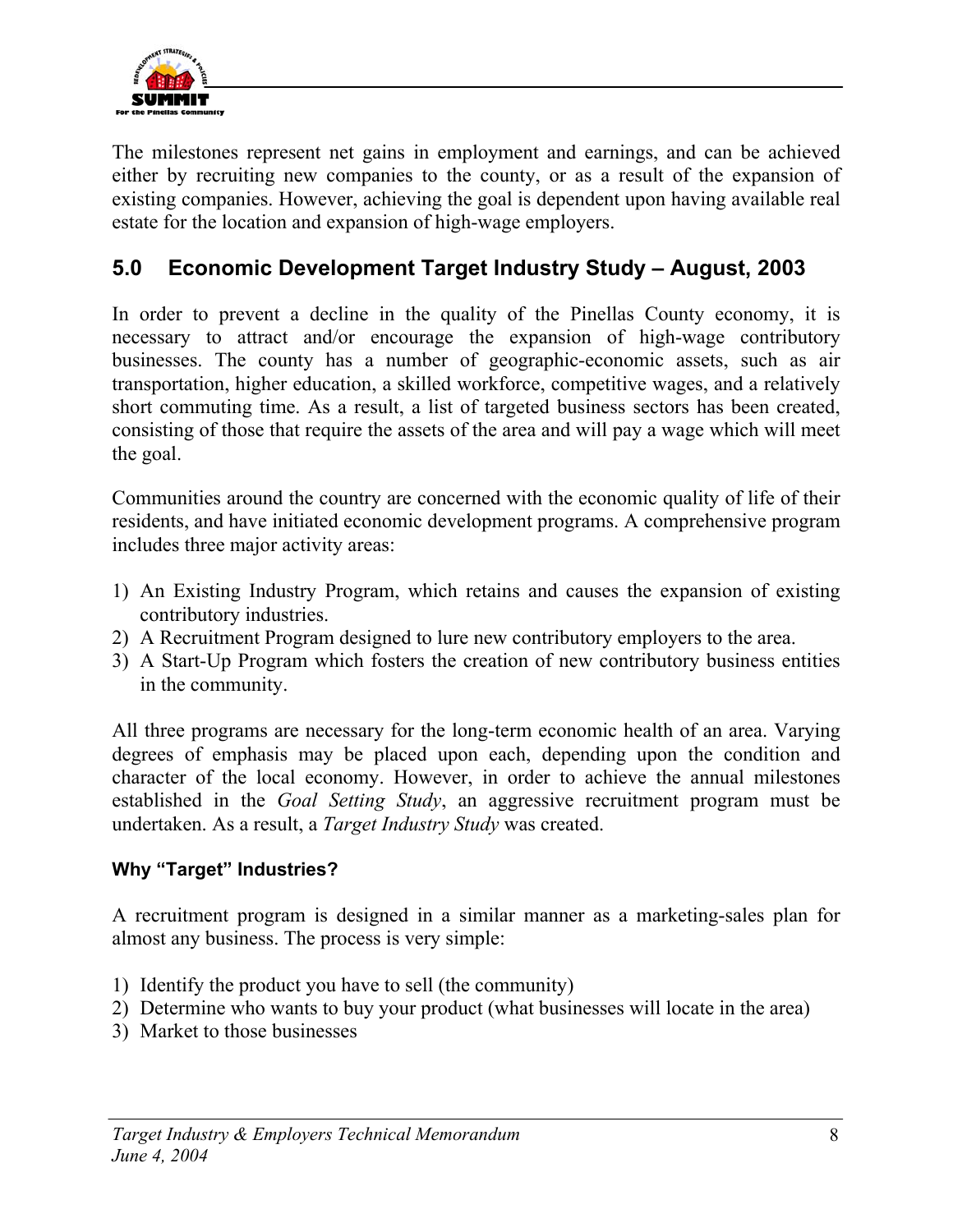The milestones represent net gains in employment and earnings, and can be achieved either by recruiting new companies to the county, or as a result of the expansion of existing companies. However, achieving the goal is dependent upon having available real estate for the location and expansion of high-wage employers.

## 5.0 Economic Development Target Industry Study – August, 2003

In order to prevent a decline in the quality of the Pinellas County economy, it is necessary to attract and/or encourage the expansion of high-wage contributory businesses. The county has a number of geographic-economic assets, such as air transportation, higher education, a skilled workforce, competitive wages, and a relatively short commuting time. As a result, a list of targeted business sectors has been created, consisting of those that require the assets of the area and will pay a wage which will meet the goal.

Communities around the country are concerned with the economic quality of life of their residents, and have initiated economic development programs. A comprehensive program includes three major activity areas:

1) An Existing Industry Program, which retains and causes the expansion of existing contributory industries.
2) A Recruitment Program designed to lure new contributory employers to the area.
3) A Start-Up Program which fosters the creation of new contributory business entities in the community.

All three programs are necessary for the long-term economic health of an area. Varying degrees of emphasis may be placed upon each, depending upon the condition and character of the local economy. However, in order to achieve the annual milestones established in the *Goal Setting Study*, an aggressive recruitment program must be undertaken. As a result, a *Target Industry Study* was created.

#### Why "Target" Industries?

A recruitment program is designed in a similar manner as a marketing-sales plan for almost any business. The process is very simple:

1) Identify the product you have to sell (the community)
2) Determine who wants to buy your product (what businesses will locate in the area)
3) Market to those businesses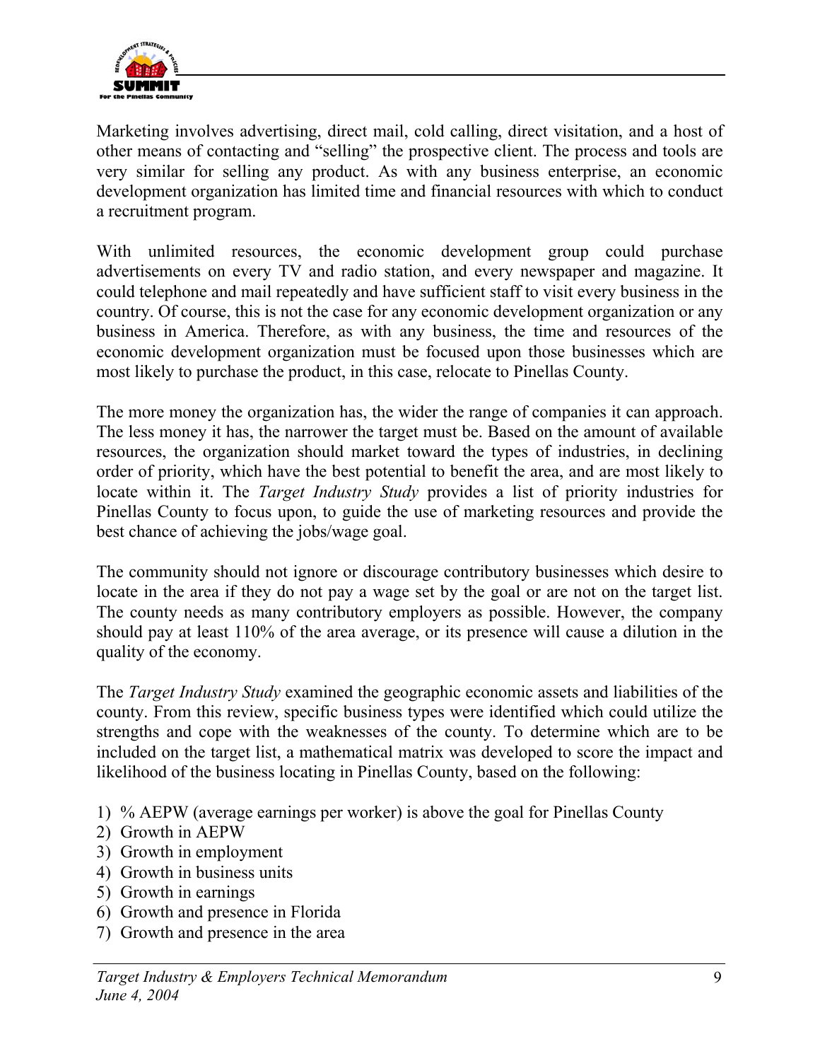Marketing involves advertising, direct mail, cold calling, direct visitation, and a host of other means of contacting and "selling" the prospective client. The process and tools are very similar for selling any product. As with any business enterprise, an economic development organization has limited time and financial resources with which to conduct a recruitment program.

With unlimited resources, the economic development group could purchase advertisements on every TV and radio station, and every newspaper and magazine. It could telephone and mail repeatedly and have sufficient staff to visit every business in the country. Of course, this is not the case for any economic development organization or any business in America. Therefore, as with any business, the time and resources of the economic development organization must be focused upon those businesses which are most likely to purchase the product, in this case, relocate to Pinellas County.

The more money the organization has, the wider the range of companies it can approach. The less money it has, the narrower the target must be. Based on the amount of available resources, the organization should market toward the types of industries, in declining order of priority, which have the best potential to benefit the area, and are most likely to locate within it. The *Target Industry Study* provides a list of priority industries for Pinellas County to focus upon, to guide the use of marketing resources and provide the best chance of achieving the jobs/wage goal.

The community should not ignore or discourage contributory businesses which desire to locate in the area if they do not pay a wage set by the goal or are not on the target list. The county needs as many contributory employers as possible. However, the company should pay at least 110% of the area average, or its presence will cause a dilution in the quality of the economy.

The *Target Industry Study* examined the geographic economic assets and liabilities of the county. From this review, specific business types were identified which could utilize the strengths and cope with the weaknesses of the county. To determine which are to be included on the target list, a mathematical matrix was developed to score the impact and likelihood of the business locating in Pinellas County, based on the following:

1) % AEPW (average earnings per worker) is above the goal for Pinellas County
2) Growth in AEPW
3) Growth in employment
4) Growth in business units
5) Growth in earnings
6) Growth and presence in Florida
7) Growth and presence in the area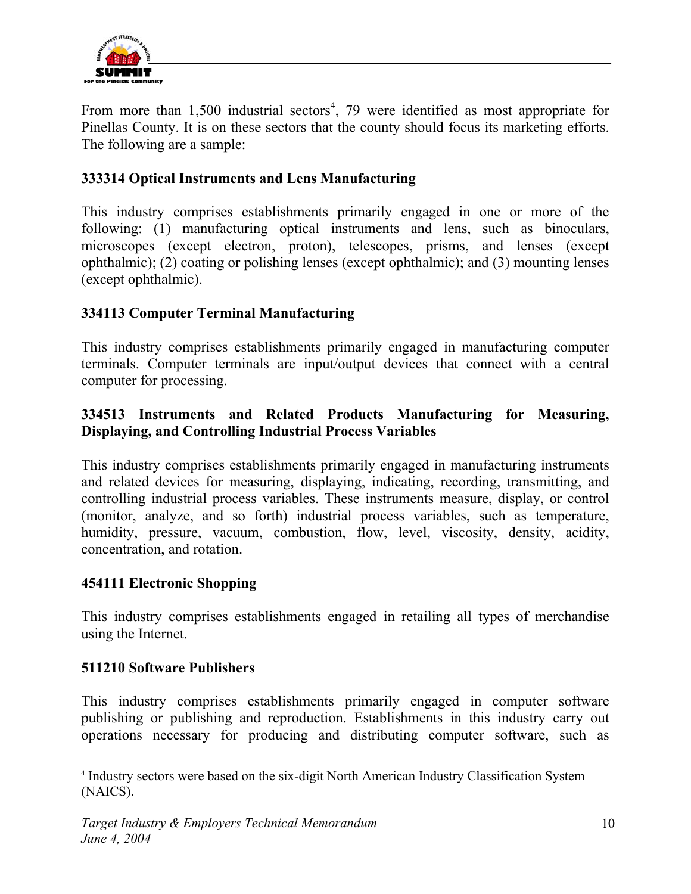From more than 1,500 industrial sectors[4], 79 were identified as most appropriate for Pinellas County. It is on these sectors that the county should focus its marketing efforts. The following are a sample:

**333314 Optical Instruments and Lens Manufacturing**

This industry comprises establishments primarily engaged in one or more of the following: (1) manufacturing optical instruments and lens, such as binoculars, microscopes (except electron, proton), telescopes, prisms, and lenses (except ophthalmic); (2) coating or polishing lenses (except ophthalmic); and (3) mounting lenses (except ophthalmic).

**334113 Computer Terminal Manufacturing**

This industry comprises establishments primarily engaged in manufacturing computer terminals. Computer terminals are input/output devices that connect with a central computer for processing.

**334513 Instruments and Related Products Manufacturing for Measuring, Displaying, and Controlling Industrial Process Variables**

This industry comprises establishments primarily engaged in manufacturing instruments and related devices for measuring, displaying, indicating, recording, transmitting, and controlling industrial process variables. These instruments measure, display, or control (monitor, analyze, and so forth) industrial process variables, such as temperature, humidity, pressure, vacuum, combustion, flow, level, viscosity, density, acidity, concentration, and rotation.

**454111 Electronic Shopping**

This industry comprises establishments engaged in retailing all types of merchandise using the Internet.

**511210 Software Publishers**

This industry comprises establishments primarily engaged in computer software publishing or publishing and reproduction. Establishments in this industry carry out operations necessary for producing and distributing computer software, such as

[4] Industry sectors were based on the six-digit North American Industry Classification System (NAICS).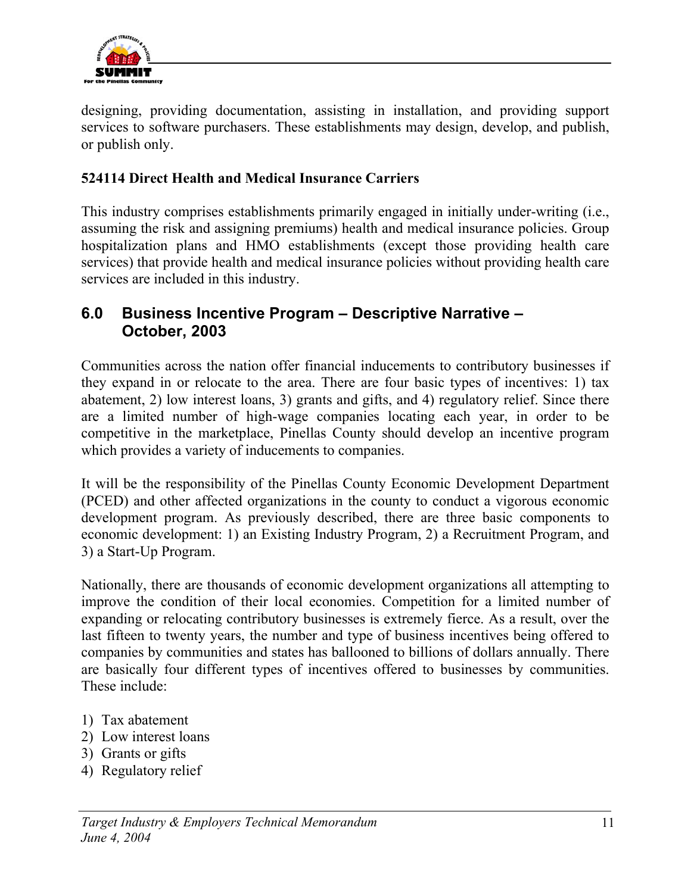designing, providing documentation, assisting in installation, and providing support services to software purchasers. These establishments may design, develop, and publish, or publish only.

**524114 Direct Health and Medical Insurance Carriers**

This industry comprises establishments primarily engaged in initially under-writing (i.e., assuming the risk and assigning premiums) health and medical insurance policies. Group hospitalization plans and HMO establishments (except those providing health care services) that provide health and medical insurance policies without providing health care services are included in this industry.

## 6.0 Business Incentive Program – Descriptive Narrative – October, 2003

Communities across the nation offer financial inducements to contributory businesses if they expand in or relocate to the area. There are four basic types of incentives: 1) tax abatement, 2) low interest loans, 3) grants and gifts, and 4) regulatory relief. Since there are a limited number of high-wage companies locating each year, in order to be competitive in the marketplace, Pinellas County should develop an incentive program which provides a variety of inducements to companies.

It will be the responsibility of the Pinellas County Economic Development Department (PCED) and other affected organizations in the county to conduct a vigorous economic development program. As previously described, there are three basic components to economic development: 1) an Existing Industry Program, 2) a Recruitment Program, and 3) a Start-Up Program.

Nationally, there are thousands of economic development organizations all attempting to improve the condition of their local economies. Competition for a limited number of expanding or relocating contributory businesses is extremely fierce. As a result, over the last fifteen to twenty years, the number and type of business incentives being offered to companies by communities and states has ballooned to billions of dollars annually. There are basically four different types of incentives offered to businesses by communities. These include:

1) Tax abatement
2) Low interest loans
3) Grants or gifts
4) Regulatory relief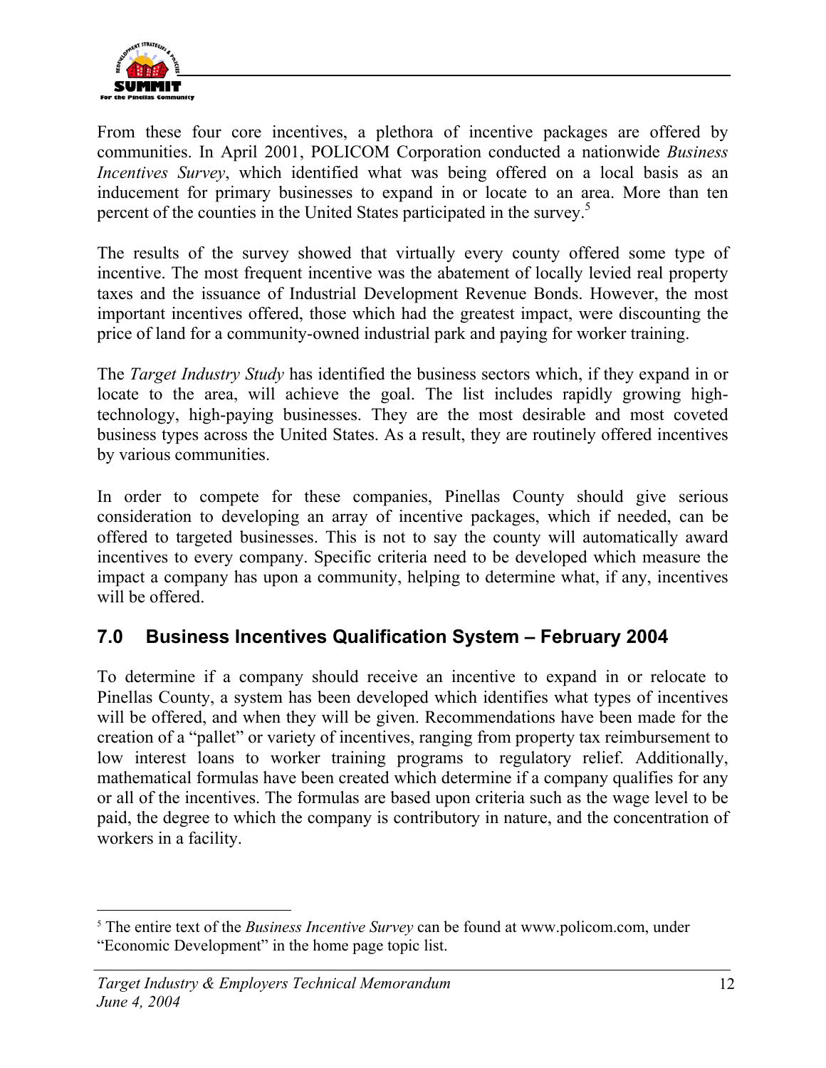From these four core incentives, a plethora of incentive packages are offered by communities. In April 2001, POLICOM Corporation conducted a nationwide *Business Incentives Survey*, which identified what was being offered on a local basis as an inducement for primary businesses to expand in or locate to an area. More than ten percent of the counties in the United States participated in the survey.[5]

The results of the survey showed that virtually every county offered some type of incentive. The most frequent incentive was the abatement of locally levied real property taxes and the issuance of Industrial Development Revenue Bonds. However, the most important incentives offered, those which had the greatest impact, were discounting the price of land for a community-owned industrial park and paying for worker training.

The *Target Industry Study* has identified the business sectors which, if they expand in or locate to the area, will achieve the goal. The list includes rapidly growing high-technology, high-paying businesses. They are the most desirable and most coveted business types across the United States. As a result, they are routinely offered incentives by various communities.

In order to compete for these companies, Pinellas County should give serious consideration to developing an array of incentive packages, which if needed, can be offered to targeted businesses. This is not to say the county will automatically award incentives to every company. Specific criteria need to be developed which measure the impact a company has upon a community, helping to determine what, if any, incentives will be offered.

## 7.0 Business Incentives Qualification System – February 2004

To determine if a company should receive an incentive to expand in or relocate to Pinellas County, a system has been developed which identifies what types of incentives will be offered, and when they will be given. Recommendations have been made for the creation of a "pallet" or variety of incentives, ranging from property tax reimbursement to low interest loans to worker training programs to regulatory relief. Additionally, mathematical formulas have been created which determine if a company qualifies for any or all of the incentives. The formulas are based upon criteria such as the wage level to be paid, the degree to which the company is contributory in nature, and the concentration of workers in a facility.

---

[5] The entire text of the *Business Incentive Survey* can be found at www.policom.com, under "Economic Development" in the home page topic list.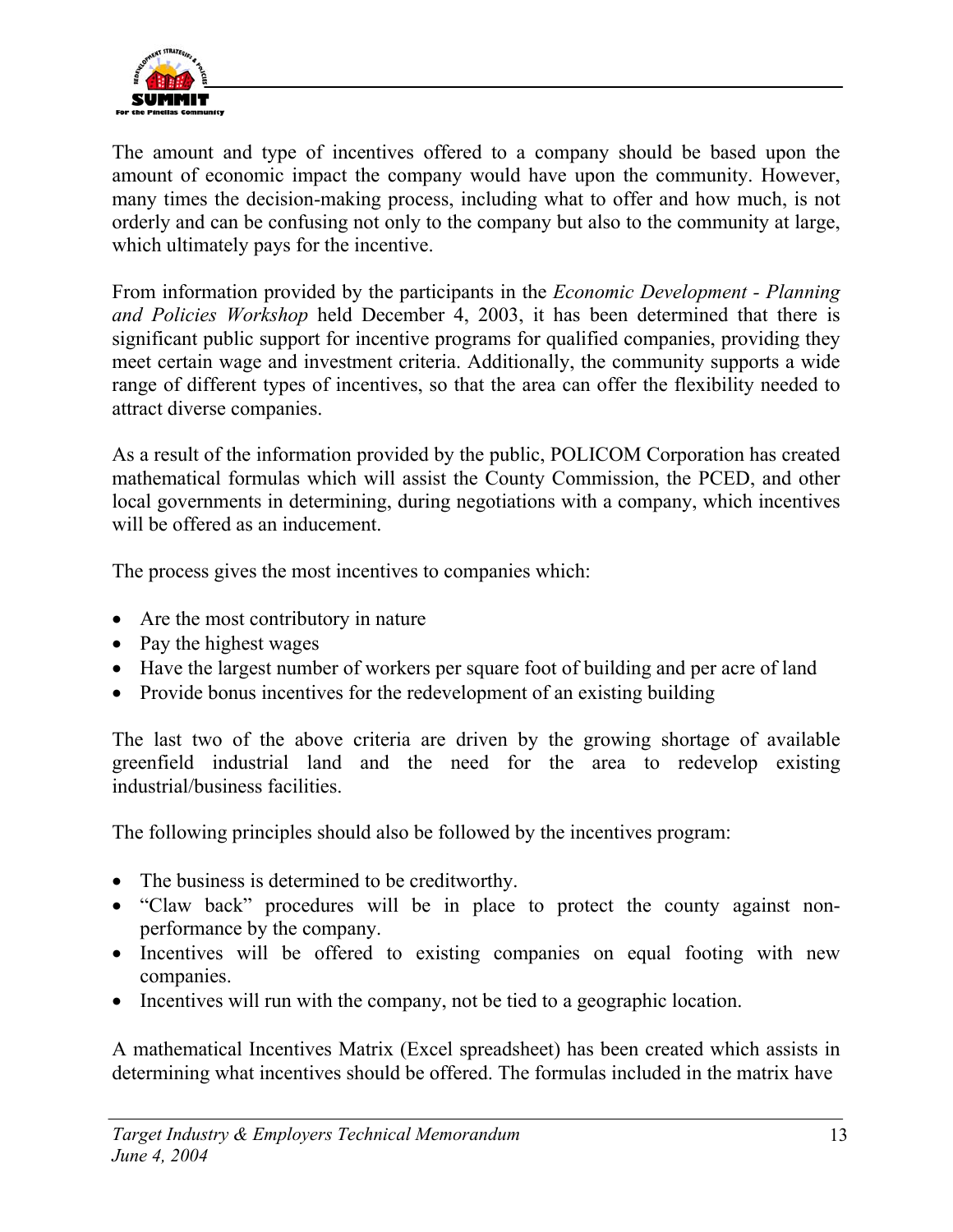The amount and type of incentives offered to a company should be based upon the amount of economic impact the company would have upon the community. However, many times the decision-making process, including what to offer and how much, is not orderly and can be confusing not only to the company but also to the community at large, which ultimately pays for the incentive.

From information provided by the participants in the *Economic Development - Planning and Policies Workshop* held December 4, 2003, it has been determined that there is significant public support for incentive programs for qualified companies, providing they meet certain wage and investment criteria. Additionally, the community supports a wide range of different types of incentives, so that the area can offer the flexibility needed to attract diverse companies.

As a result of the information provided by the public, POLICOM Corporation has created mathematical formulas which will assist the County Commission, the PCED, and other local governments in determining, during negotiations with a company, which incentives will be offered as an inducement.

The process gives the most incentives to companies which:

- Are the most contributory in nature
- Pay the highest wages
- Have the largest number of workers per square foot of building and per acre of land
- Provide bonus incentives for the redevelopment of an existing building

The last two of the above criteria are driven by the growing shortage of available greenfield industrial land and the need for the area to redevelop existing industrial/business facilities.

The following principles should also be followed by the incentives program:

- The business is determined to be creditworthy.
- "Claw back" procedures will be in place to protect the county against non-performance by the company.
- Incentives will be offered to existing companies on equal footing with new companies.
- Incentives will run with the company, not be tied to a geographic location.

A mathematical Incentives Matrix (Excel spreadsheet) has been created which assists in determining what incentives should be offered. The formulas included in the matrix have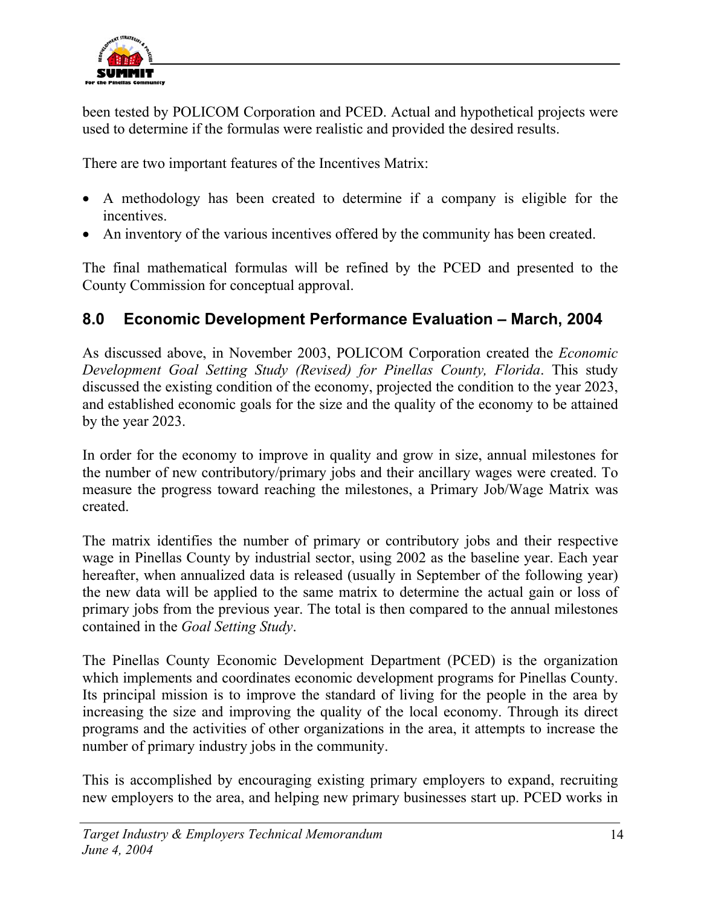been tested by POLICOM Corporation and PCED. Actual and hypothetical projects were used to determine if the formulas were realistic and provided the desired results.

There are two important features of the Incentives Matrix:

- A methodology has been created to determine if a company is eligible for the incentives.
- An inventory of the various incentives offered by the community has been created.

The final mathematical formulas will be refined by the PCED and presented to the County Commission for conceptual approval.

## 8.0 Economic Development Performance Evaluation – March, 2004

As discussed above, in November 2003, POLICOM Corporation created the *Economic Development Goal Setting Study (Revised) for Pinellas County, Florida*. This study discussed the existing condition of the economy, projected the condition to the year 2023, and established economic goals for the size and the quality of the economy to be attained by the year 2023.

In order for the economy to improve in quality and grow in size, annual milestones for the number of new contributory/primary jobs and their ancillary wages were created. To measure the progress toward reaching the milestones, a Primary Job/Wage Matrix was created.

The matrix identifies the number of primary or contributory jobs and their respective wage in Pinellas County by industrial sector, using 2002 as the baseline year. Each year hereafter, when annualized data is released (usually in September of the following year) the new data will be applied to the same matrix to determine the actual gain or loss of primary jobs from the previous year. The total is then compared to the annual milestones contained in the *Goal Setting Study*.

The Pinellas County Economic Development Department (PCED) is the organization which implements and coordinates economic development programs for Pinellas County. Its principal mission is to improve the standard of living for the people in the area by increasing the size and improving the quality of the local economy. Through its direct programs and the activities of other organizations in the area, it attempts to increase the number of primary industry jobs in the community.

This is accomplished by encouraging existing primary employers to expand, recruiting new employers to the area, and helping new primary businesses start up. PCED works in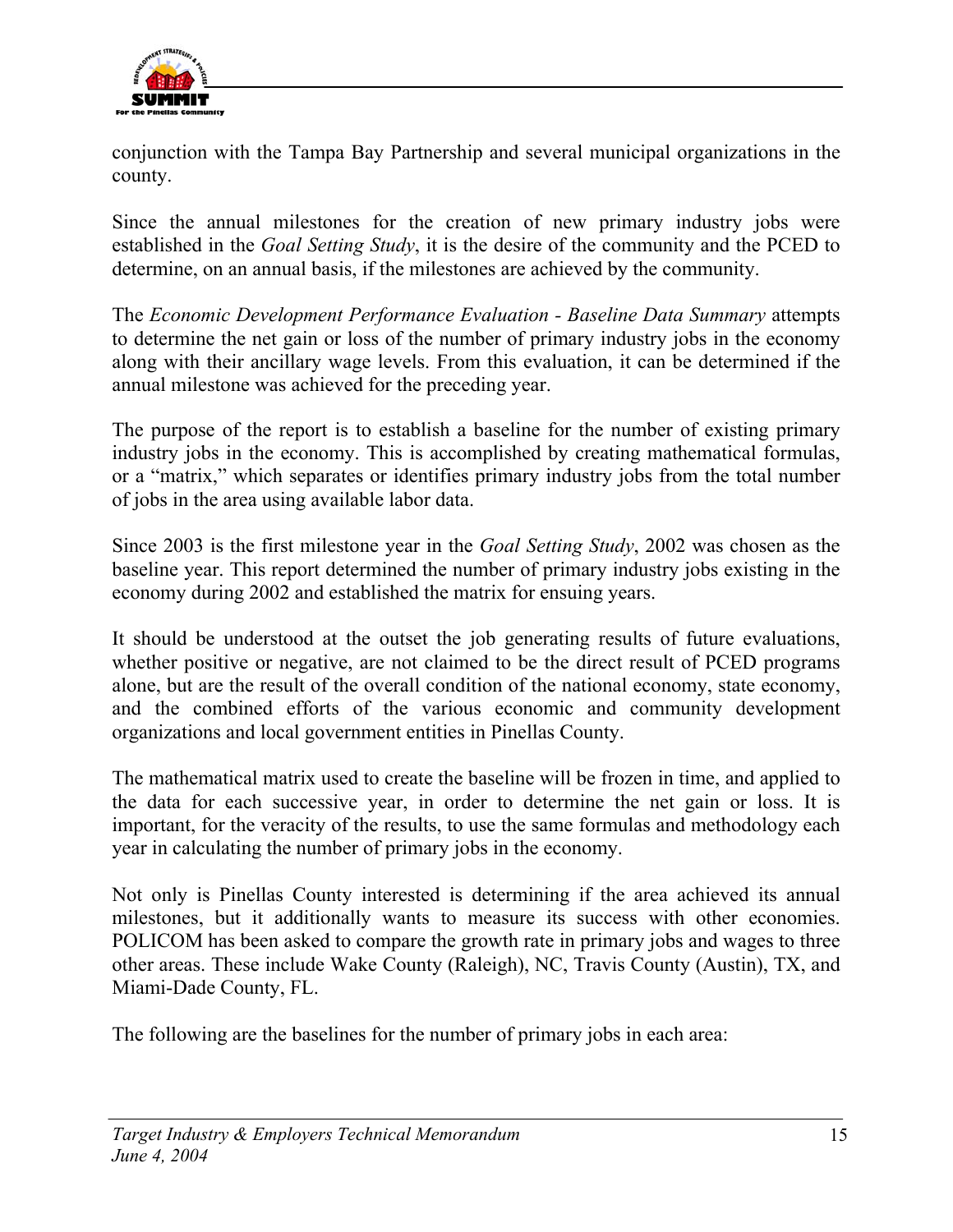conjunction with the Tampa Bay Partnership and several municipal organizations in the county.

Since the annual milestones for the creation of new primary industry jobs were established in the *Goal Setting Study*, it is the desire of the community and the PCED to determine, on an annual basis, if the milestones are achieved by the community.

The *Economic Development Performance Evaluation - Baseline Data Summary* attempts to determine the net gain or loss of the number of primary industry jobs in the economy along with their ancillary wage levels. From this evaluation, it can be determined if the annual milestone was achieved for the preceding year.

The purpose of the report is to establish a baseline for the number of existing primary industry jobs in the economy. This is accomplished by creating mathematical formulas, or a "matrix," which separates or identifies primary industry jobs from the total number of jobs in the area using available labor data.

Since 2003 is the first milestone year in the *Goal Setting Study*, 2002 was chosen as the baseline year. This report determined the number of primary industry jobs existing in the economy during 2002 and established the matrix for ensuing years.

It should be understood at the outset the job generating results of future evaluations, whether positive or negative, are not claimed to be the direct result of PCED programs alone, but are the result of the overall condition of the national economy, state economy, and the combined efforts of the various economic and community development organizations and local government entities in Pinellas County.

The mathematical matrix used to create the baseline will be frozen in time, and applied to the data for each successive year, in order to determine the net gain or loss. It is important, for the veracity of the results, to use the same formulas and methodology each year in calculating the number of primary jobs in the economy.

Not only is Pinellas County interested is determining if the area achieved its annual milestones, but it additionally wants to measure its success with other economies. POLICOM has been asked to compare the growth rate in primary jobs and wages to three other areas. These include Wake County (Raleigh), NC, Travis County (Austin), TX, and Miami-Dade County, FL.

The following are the baselines for the number of primary jobs in each area: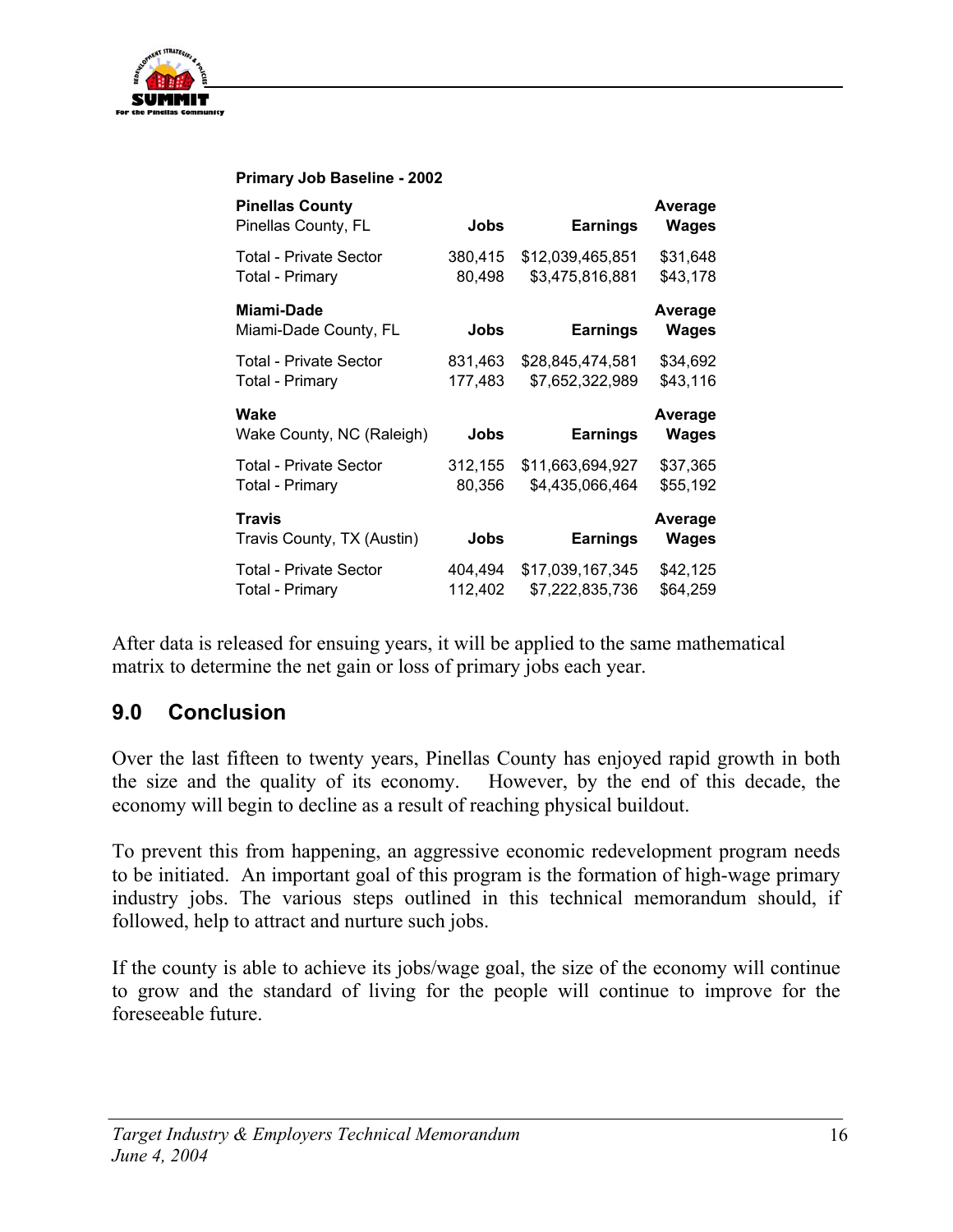**Primary Job Baseline - 2002**

| | Jobs | Earnings | Average Wages |
|---|---|---|---|
| **Pinellas County** | | | |
| Pinellas County, FL | **Jobs** | **Earnings** | **Average Wages** |
| Total - Private Sector | 380,415 | $12,039,465,851 | $31,648 |
| Total - Primary | 80,498 | $3,475,816,881 | $43,178 |
| **Miami-Dade** | | | |
| Miami-Dade County, FL | **Jobs** | **Earnings** | **Average Wages** |
| Total - Private Sector | 831,463 | $28,845,474,581 | $34,692 |
| Total - Primary | 177,483 | $7,652,322,989 | $43,116 |
| **Wake** | | | |
| Wake County, NC (Raleigh) | **Jobs** | **Earnings** | **Average Wages** |
| Total - Private Sector | 312,155 | $11,663,694,927 | $37,365 |
| Total - Primary | 80,356 | $4,435,066,464 | $55,192 |
| **Travis** | | | |
| Travis County, TX (Austin) | **Jobs** | **Earnings** | **Average Wages** |
| Total - Private Sector | 404,494 | $17,039,167,345 | $42,125 |
| Total - Primary | 112,402 | $7,222,835,736 | $64,259 |

After data is released for ensuing years, it will be applied to the same mathematical matrix to determine the net gain or loss of primary jobs each year.

## 9.0 Conclusion

Over the last fifteen to twenty years, Pinellas County has enjoyed rapid growth in both the size and the quality of its economy. However, by the end of this decade, the economy will begin to decline as a result of reaching physical buildout.

To prevent this from happening, an aggressive economic redevelopment program needs to be initiated. An important goal of this program is the formation of high-wage primary industry jobs. The various steps outlined in this technical memorandum should, if followed, help to attract and nurture such jobs.

If the county is able to achieve its jobs/wage goal, the size of the economy will continue to grow and the standard of living for the people will continue to improve for the foreseeable future.